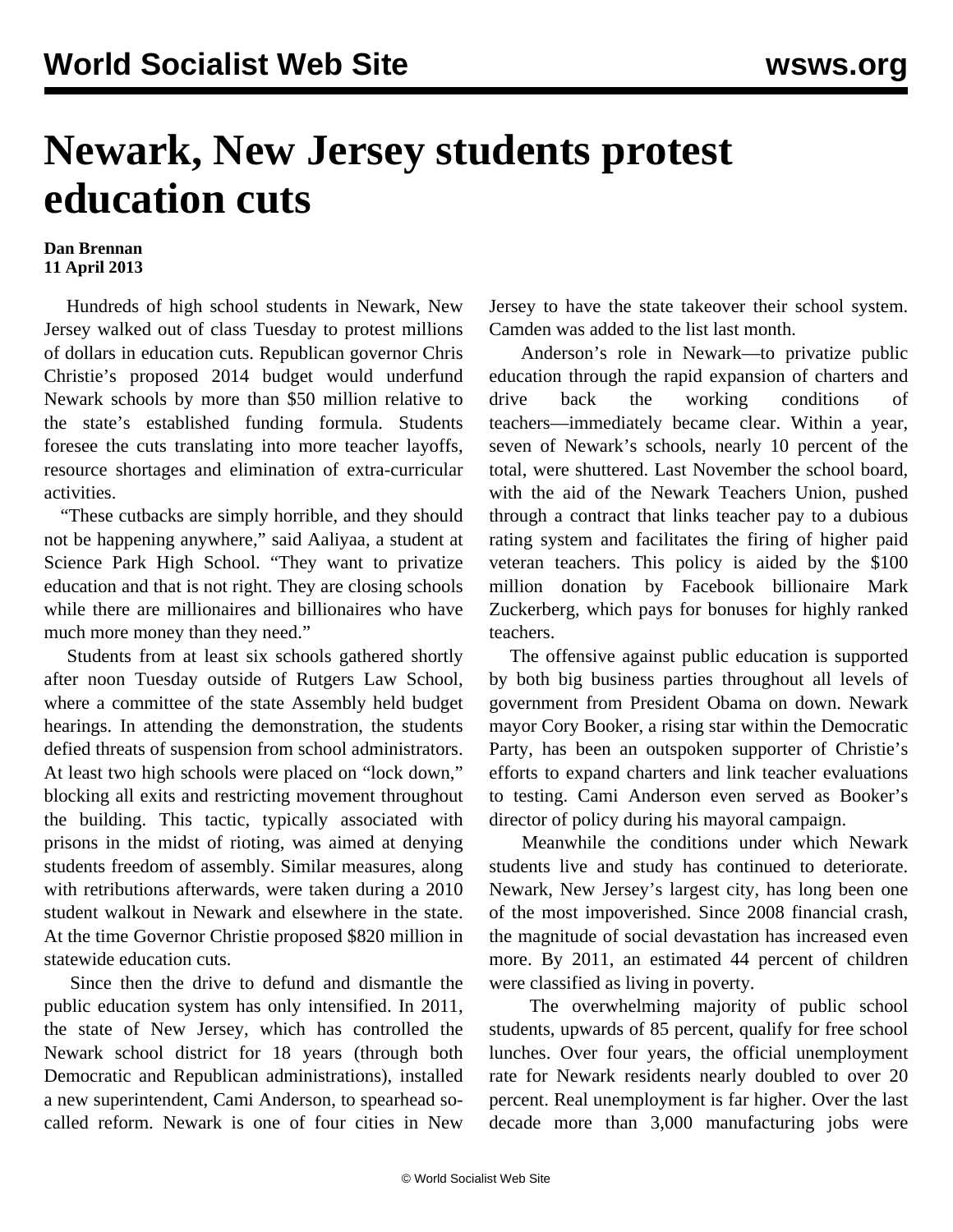# Newark, New Jersey students protest education cuts

**Dan Brennan**
**11 April 2013**

Hundreds of high school students in Newark, New Jersey walked out of class Tuesday to protest millions of dollars in education cuts. Republican governor Chris Christie's proposed 2014 budget would underfund Newark schools by more than $50 million relative to the state's established funding formula. Students foresee the cuts translating into more teacher layoffs, resource shortages and elimination of extra-curricular activities.

"These cutbacks are simply horrible, and they should not be happening anywhere," said Aaliyaa, a student at Science Park High School. "They want to privatize education and that is not right. They are closing schools while there are millionaires and billionaires who have much more money than they need."

Students from at least six schools gathered shortly after noon Tuesday outside of Rutgers Law School, where a committee of the state Assembly held budget hearings. In attending the demonstration, the students defied threats of suspension from school administrators. At least two high schools were placed on "lock down," blocking all exits and restricting movement throughout the building. This tactic, typically associated with prisons in the midst of rioting, was aimed at denying students freedom of assembly. Similar measures, along with retributions afterwards, were taken during a 2010 student walkout in Newark and elsewhere in the state. At the time Governor Christie proposed $820 million in statewide education cuts.

Since then the drive to defund and dismantle the public education system has only intensified. In 2011, the state of New Jersey, which has controlled the Newark school district for 18 years (through both Democratic and Republican administrations), installed a new superintendent, Cami Anderson, to spearhead so-called reform. Newark is one of four cities in New Jersey to have the state takeover their school system. Camden was added to the list last month.

Anderson's role in Newark—to privatize public education through the rapid expansion of charters and drive back the working conditions of teachers—immediately became clear. Within a year, seven of Newark's schools, nearly 10 percent of the total, were shuttered. Last November the school board, with the aid of the Newark Teachers Union, pushed through a contract that links teacher pay to a dubious rating system and facilitates the firing of higher paid veteran teachers. This policy is aided by the $100 million donation by Facebook billionaire Mark Zuckerberg, which pays for bonuses for highly ranked teachers.

The offensive against public education is supported by both big business parties throughout all levels of government from President Obama on down. Newark mayor Cory Booker, a rising star within the Democratic Party, has been an outspoken supporter of Christie's efforts to expand charters and link teacher evaluations to testing. Cami Anderson even served as Booker's director of policy during his mayoral campaign.

Meanwhile the conditions under which Newark students live and study has continued to deteriorate. Newark, New Jersey's largest city, has long been one of the most impoverished. Since 2008 financial crash, the magnitude of social devastation has increased even more. By 2011, an estimated 44 percent of children were classified as living in poverty.

The overwhelming majority of public school students, upwards of 85 percent, qualify for free school lunches. Over four years, the official unemployment rate for Newark residents nearly doubled to over 20 percent. Real unemployment is far higher. Over the last decade more than 3,000 manufacturing jobs were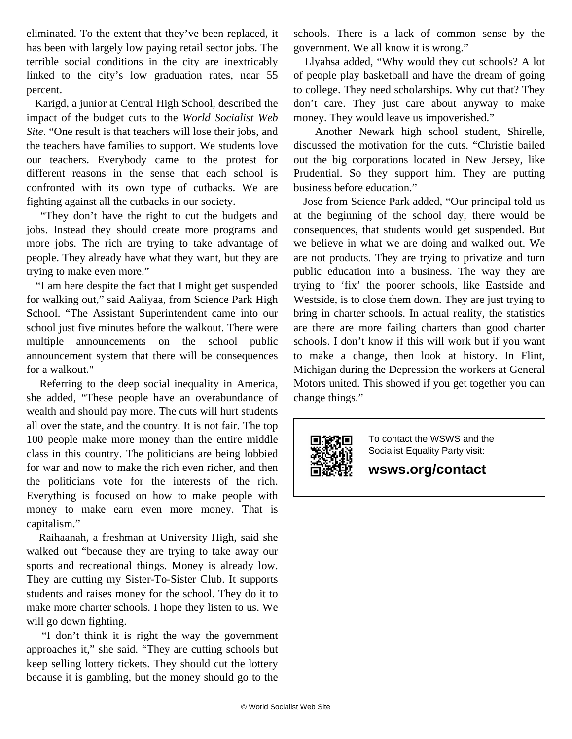eliminated. To the extent that they've been replaced, it has been with largely low paying retail sector jobs. The terrible social conditions in the city are inextricably linked to the city's low graduation rates, near 55 percent.

Karigd, a junior at Central High School, described the impact of the budget cuts to the *World Socialist Web Site*. "One result is that teachers will lose their jobs, and the teachers have families to support. We students love our teachers. Everybody came to the protest for different reasons in the sense that each school is confronted with its own type of cutbacks. We are fighting against all the cutbacks in our society.

"They don't have the right to cut the budgets and jobs. Instead they should create more programs and more jobs. The rich are trying to take advantage of people. They already have what they want, but they are trying to make even more."

"I am here despite the fact that I might get suspended for walking out," said Aaliyaa, from Science Park High School. "The Assistant Superintendent came into our school just five minutes before the walkout. There were multiple announcements on the school public announcement system that there will be consequences for a walkout."

Referring to the deep social inequality in America, she added, "These people have an overabundance of wealth and should pay more. The cuts will hurt students all over the state, and the country. It is not fair. The top 100 people make more money than the entire middle class in this country. The politicians are being lobbied for war and now to make the rich even richer, and then the politicians vote for the interests of the rich. Everything is focused on how to make people with money to make earn even more money. That is capitalism."

Raihaanah, a freshman at University High, said she walked out "because they are trying to take away our sports and recreational things. Money is already low. They are cutting my Sister-To-Sister Club. It supports students and raises money for the school. They do it to make more charter schools. I hope they listen to us. We will go down fighting.

"I don't think it is right the way the government approaches it," she said. "They are cutting schools but keep selling lottery tickets. They should cut the lottery because it is gambling, but the money should go to the schools. There is a lack of common sense by the government. We all know it is wrong."

Llyahsa added, "Why would they cut schools? A lot of people play basketball and have the dream of going to college. They need scholarships. Why cut that? They don't care. They just care about anyway to make money. They would leave us impoverished."

Another Newark high school student, Shirelle, discussed the motivation for the cuts. "Christie bailed out the big corporations located in New Jersey, like Prudential. So they support him. They are putting business before education."

Jose from Science Park added, "Our principal told us at the beginning of the school day, there would be consequences, that students would get suspended. But we believe in what we are doing and walked out. We are not products. They are trying to privatize and turn public education into a business. The way they are trying to 'fix' the poorer schools, like Eastside and Westside, is to close them down. They are just trying to bring in charter schools. In actual reality, the statistics are there are more failing charters than good charter schools. I don't know if this will work but if you want to make a change, then look at history. In Flint, Michigan during the Depression the workers at General Motors united. This showed if you get together you can change things."

To contact the WSWS and the Socialist Equality Party visit:

**wsws.org/contact**